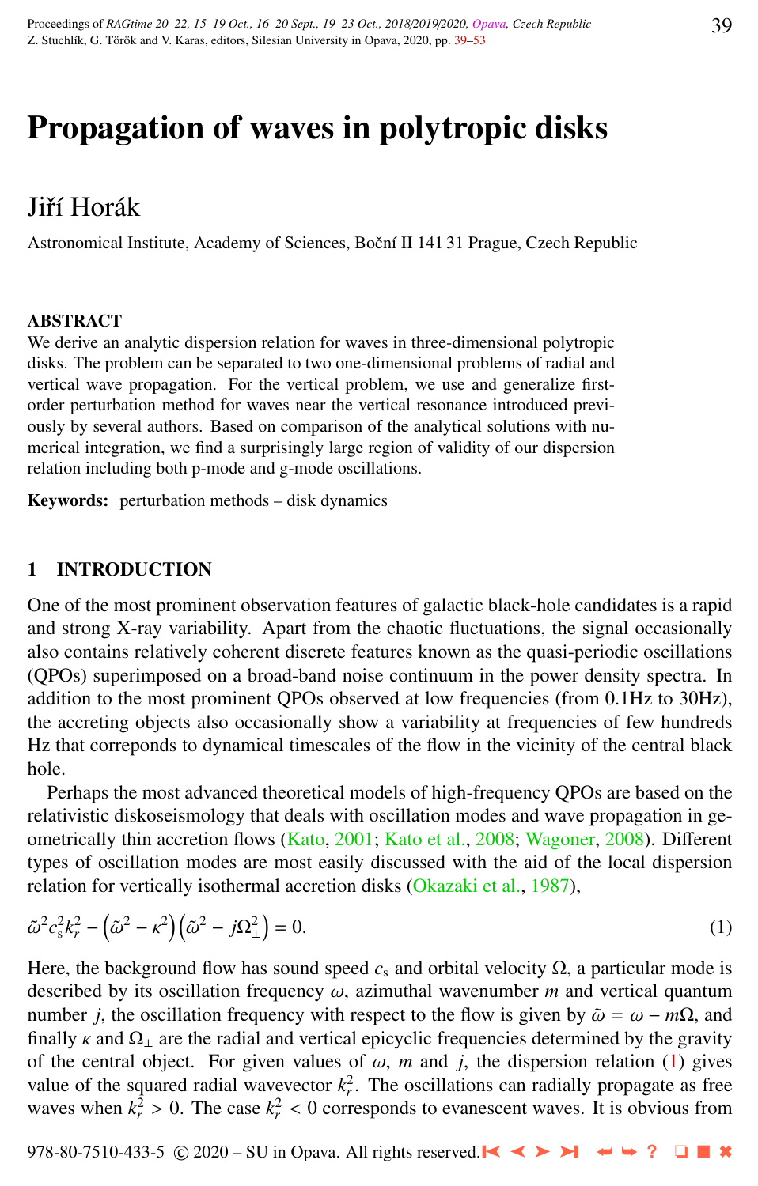# Propagation of waves in polytropic disks

## Jiří Horák

Astronomical Institute, Academy of Sciences, Boční II 141 31 Prague, Czech Republic

### ABSTRACT

We derive an analytic dispersion relation for waves in three-dimensional polytropic disks. The problem can be separated to two one-dimensional problems of radial and vertical wave propagation. For the vertical problem, we use and generalize first-order perturbation method for waves near the vertical resonance introduced previously by several authors. Based on comparison of the analytical solutions with numerical integration, we find a surprisingly large region of validity of our dispersion relation including both p-mode and g-mode oscillations.

**Keywords:** perturbation methods – disk dynamics

## 1 INTRODUCTION

One of the most prominent observation features of galactic black-hole candidates is a rapid and strong X-ray variability. Apart from the chaotic fluctuations, the signal occasionally also contains relatively coherent discrete features known as the quasi-periodic oscillations (QPOs) superimposed on a broad-band noise continuum in the power density spectra. In addition to the most prominent QPOs observed at low frequencies (from 0.1Hz to 30Hz), the accreting objects also occasionally show a variability at frequencies of few hundreds Hz that correponds to dynamical timescales of the flow in the vicinity of the central black hole.

Perhaps the most advanced theoretical models of high-frequency QPOs are based on the relativistic diskoseismology that deals with oscillation modes and wave propagation in geometrically thin accretion flows (Kato, 2001; Kato et al., 2008; Wagoner, 2008). Different types of oscillation modes are most easily discussed with the aid of the local dispersion relation for vertically isothermal accretion disks (Okazaki et al., 1987),

$$\tilde{\omega}^2 c_s^2 k_r^2 - \left(\tilde{\omega}^2 - \kappa^2\right)\left(\tilde{\omega}^2 - j\Omega_\perp^2\right) = 0. \tag{1}$$

Here, the background flow has sound speed $c_s$ and orbital velocity $\Omega$, a particular mode is described by its oscillation frequency $\omega$, azimuthal wavenumber $m$ and vertical quantum number $j$, the oscillation frequency with respect to the flow is given by $\tilde{\omega} = \omega - m\Omega$, and finally $\kappa$ and $\Omega_\perp$ are the radial and vertical epicyclic frequencies determined by the gravity of the central object. For given values of $\omega$, $m$ and $j$, the dispersion relation (1) gives value of the squared radial wavevector $k_r^2$. The oscillations can radially propagate as free waves when $k_r^2 > 0$. The case $k_r^2 < 0$ corresponds to evanescent waves. It is obvious from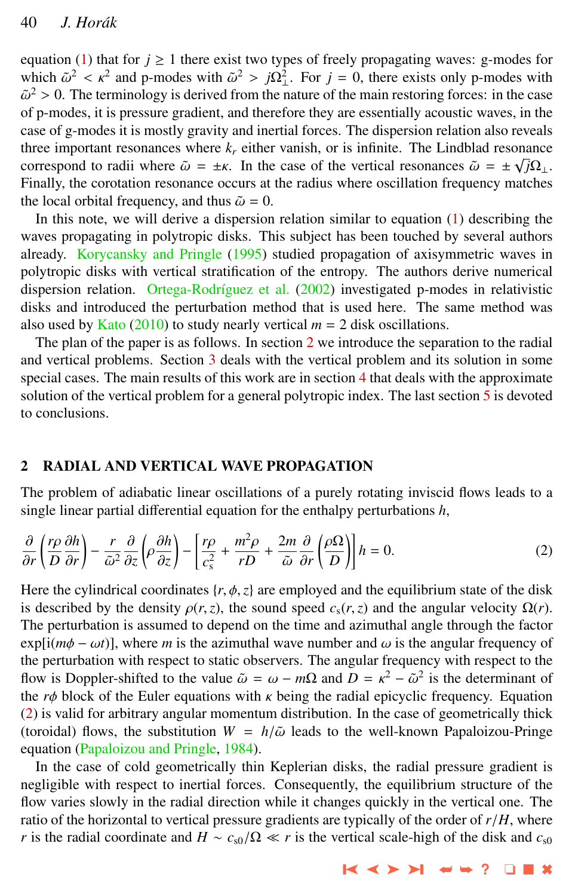equation (1) that for $j \geq 1$ there exist two types of freely propagating waves: g-modes for which $\tilde{\omega}^2 < \kappa^2$ and p-modes with $\tilde{\omega}^2 > j\Omega_\perp^2$. For $j = 0$, there exists only p-modes with $\tilde{\omega}^2 > 0$. The terminology is derived from the nature of the main restoring forces: in the case of p-modes, it is pressure gradient, and therefore they are essentially acoustic waves, in the case of g-modes it is mostly gravity and inertial forces. The dispersion relation also reveals three important resonances where $k_r$ either vanish, or is infinite. The Lindblad resonance correspond to radii where $\tilde{\omega} = \pm\kappa$. In the case of the vertical resonances $\tilde{\omega} = \pm\sqrt{j}\Omega_\perp$. Finally, the corotation resonance occurs at the radius where oscillation frequency matches the local orbital frequency, and thus $\tilde{\omega} = 0$.

In this note, we will derive a dispersion relation similar to equation (1) describing the waves propagating in polytropic disks. This subject has been touched by several authors already. Korycansky and Pringle (1995) studied propagation of axisymmetric waves in polytropic disks with vertical stratification of the entropy. The authors derive numerical dispersion relation. Ortega-Rodríguez et al. (2002) investigated p-modes in relativistic disks and introduced the perturbation method that is used here. The same method was also used by Kato (2010) to study nearly vertical $m = 2$ disk oscillations.

The plan of the paper is as follows. In section 2 we introduce the separation to the radial and vertical problems. Section 3 deals with the vertical problem and its solution in some special cases. The main results of this work are in section 4 that deals with the approximate solution of the vertical problem for a general polytropic index. The last section 5 is devoted to conclusions.

## 2 RADIAL AND VERTICAL WAVE PROPAGATION

The problem of adiabatic linear oscillations of a purely rotating inviscid flows leads to a single linear partial differential equation for the enthalpy perturbations $h$,

$$\frac{\partial}{\partial r}\left(\frac{r\rho}{D}\frac{\partial h}{\partial r}\right) - \frac{r}{\tilde{\omega}^2}\frac{\partial}{\partial z}\left(\rho\frac{\partial h}{\partial z}\right) - \left[\frac{r\rho}{c_s^2} + \frac{m^2\rho}{rD} + \frac{2m}{\tilde{\omega}}\frac{\partial}{\partial r}\left(\frac{\rho\Omega}{D}\right)\right]h = 0. \tag{2}$$

Here the cylindrical coordinates $\{r, \phi, z\}$ are employed and the equilibrium state of the disk is described by the density $\rho(r, z)$, the sound speed $c_s(r, z)$ and the angular velocity $\Omega(r)$. The perturbation is assumed to depend on the time and azimuthal angle through the factor $\exp[i(m\phi - \omega t)]$, where $m$ is the azimuthal wave number and $\omega$ is the angular frequency of the perturbation with respect to static observers. The angular frequency with respect to the flow is Doppler-shifted to the value $\tilde{\omega} = \omega - m\Omega$ and $D = \kappa^2 - \tilde{\omega}^2$ is the determinant of the $r\phi$ block of the Euler equations with $\kappa$ being the radial epicyclic frequency. Equation (2) is valid for arbitrary angular momentum distribution. In the case of geometrically thick (toroidal) flows, the substitution $W = h/\tilde{\omega}$ leads to the well-known Papaloizou-Pringe equation (Papaloizou and Pringle, 1984).

In the case of cold geometrically thin Keplerian disks, the radial pressure gradient is negligible with respect to inertial forces. Consequently, the equilibrium structure of the flow varies slowly in the radial direction while it changes quickly in the vertical one. The ratio of the horizontal to vertical pressure gradients are typically of the order of $r/H$, where $r$ is the radial coordinate and $H \sim c_{s0}/\Omega \ll r$ is the vertical scale-high of the disk and $c_{s0}$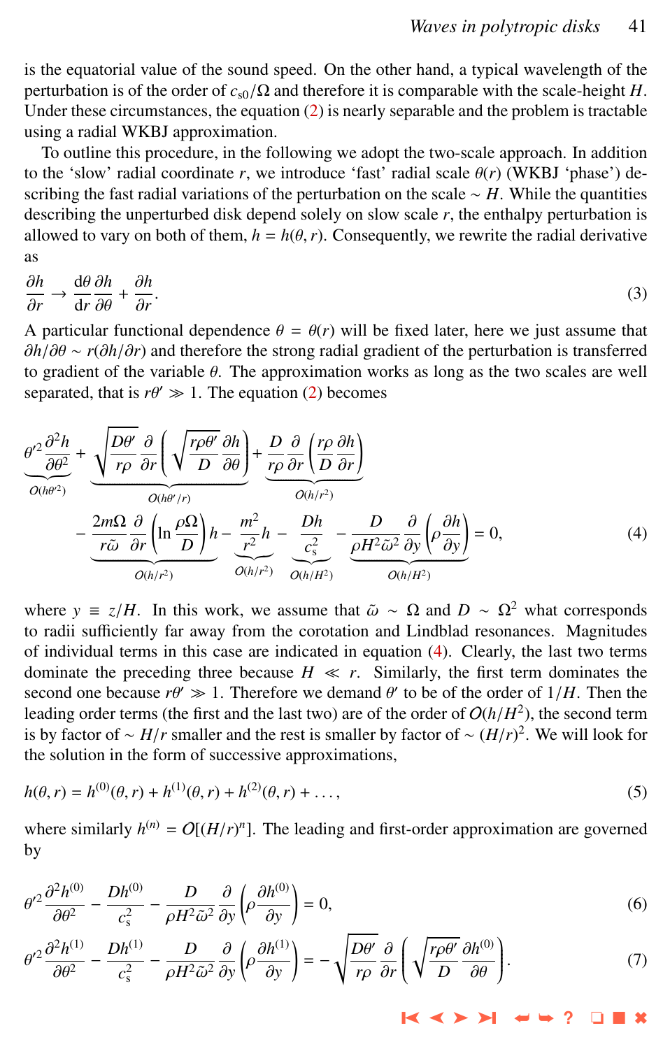is the equatorial value of the sound speed. On the other hand, a typical wavelength of the perturbation is of the order of $c_{s0}/\Omega$ and therefore it is comparable with the scale-height $H$. Under these circumstances, the equation (2) is nearly separable and the problem is tractable using a radial WKBJ approximation.

To outline this procedure, in the following we adopt the two-scale approach. In addition to the 'slow' radial coordinate $r$, we introduce 'fast' radial scale $\theta(r)$ (WKBJ 'phase') describing the fast radial variations of the perturbation on the scale $\sim H$. While the quantities describing the unperturbed disk depend solely on slow scale $r$, the enthalpy perturbation is allowed to vary on both of them, $h = h(\theta, r)$. Consequently, we rewrite the radial derivative as

$$\frac{\partial h}{\partial r} \to \frac{\mathrm{d}\theta}{\mathrm{d}r}\frac{\partial h}{\partial \theta} + \frac{\partial h}{\partial r}. \tag{3}$$

A particular functional dependence $\theta = \theta(r)$ will be fixed later, here we just assume that $\partial h/\partial\theta \sim r(\partial h/\partial r)$ and therefore the strong radial gradient of the perturbation is transferred to gradient of the variable $\theta$. The approximation works as long as the two scales are well separated, that is $r\theta' \gg 1$. The equation (2) becomes

$$\underbrace{\theta'^2 \frac{\partial^2 h}{\partial \theta^2}}_{O(h\theta'^2)} + \underbrace{\sqrt{\frac{D\theta'}{r\rho}}\frac{\partial}{\partial r}\left(\sqrt{\frac{r\rho\theta'}{D}}\frac{\partial h}{\partial \theta}\right)}_{O(h\theta'/r)} + \underbrace{\frac{D}{r\rho}\frac{\partial}{\partial r}\left(\frac{r\rho}{D}\frac{\partial h}{\partial r}\right)}_{O(h/r^2)}$$
$$- \underbrace{\frac{2m\Omega}{r\tilde{\omega}}\frac{\partial}{\partial r}\left(\ln\frac{\rho\Omega}{D}\right)h}_{O(h/r^2)} - \underbrace{\frac{m^2}{r^2}h}_{O(h/r^2)} - \underbrace{\frac{Dh}{c_s^2}}_{O(h/H^2)} - \underbrace{\frac{D}{\rho H^2\tilde{\omega}^2}\frac{\partial}{\partial y}\left(\rho\frac{\partial h}{\partial y}\right)}_{O(h/H^2)} = 0, \tag{4}$$

where $y \equiv z/H$. In this work, we assume that $\tilde{\omega} \sim \Omega$ and $D \sim \Omega^2$ what corresponds to radii sufficiently far away from the corotation and Lindblad resonances. Magnitudes of individual terms in this case are indicated in equation (4). Clearly, the last two terms dominate the preceding three because $H \ll r$. Similarly, the first term dominates the second one because $r\theta' \gg 1$. Therefore we demand $\theta'$ to be of the order of $1/H$. Then the leading order terms (the first and the last two) are of the order of $O(h/H^2)$, the second term is by factor of $\sim H/r$ smaller and the rest is smaller by factor of $\sim (H/r)^2$. We will look for the solution in the form of successive approximations,

$$h(\theta, r) = h^{(0)}(\theta, r) + h^{(1)}(\theta, r) + h^{(2)}(\theta, r) + \ldots, \tag{5}$$

where similarly $h^{(n)} = O[(H/r)^n]$. The leading and first-order approximation are governed by

$$\theta'^2 \frac{\partial^2 h^{(0)}}{\partial \theta^2} - \frac{Dh^{(0)}}{c_s^2} - \frac{D}{\rho H^2\tilde{\omega}^2}\frac{\partial}{\partial y}\left(\rho\frac{\partial h^{(0)}}{\partial y}\right) = 0, \tag{6}$$

$$\theta'^2 \frac{\partial^2 h^{(1)}}{\partial \theta^2} - \frac{Dh^{(1)}}{c_s^2} - \frac{D}{\rho H^2\tilde{\omega}^2}\frac{\partial}{\partial y}\left(\rho\frac{\partial h^{(1)}}{\partial y}\right) = -\sqrt{\frac{D\theta'}{r\rho}}\frac{\partial}{\partial r}\left(\sqrt{\frac{r\rho\theta'}{D}}\frac{\partial h^{(0)}}{\partial \theta}\right). \tag{7}$$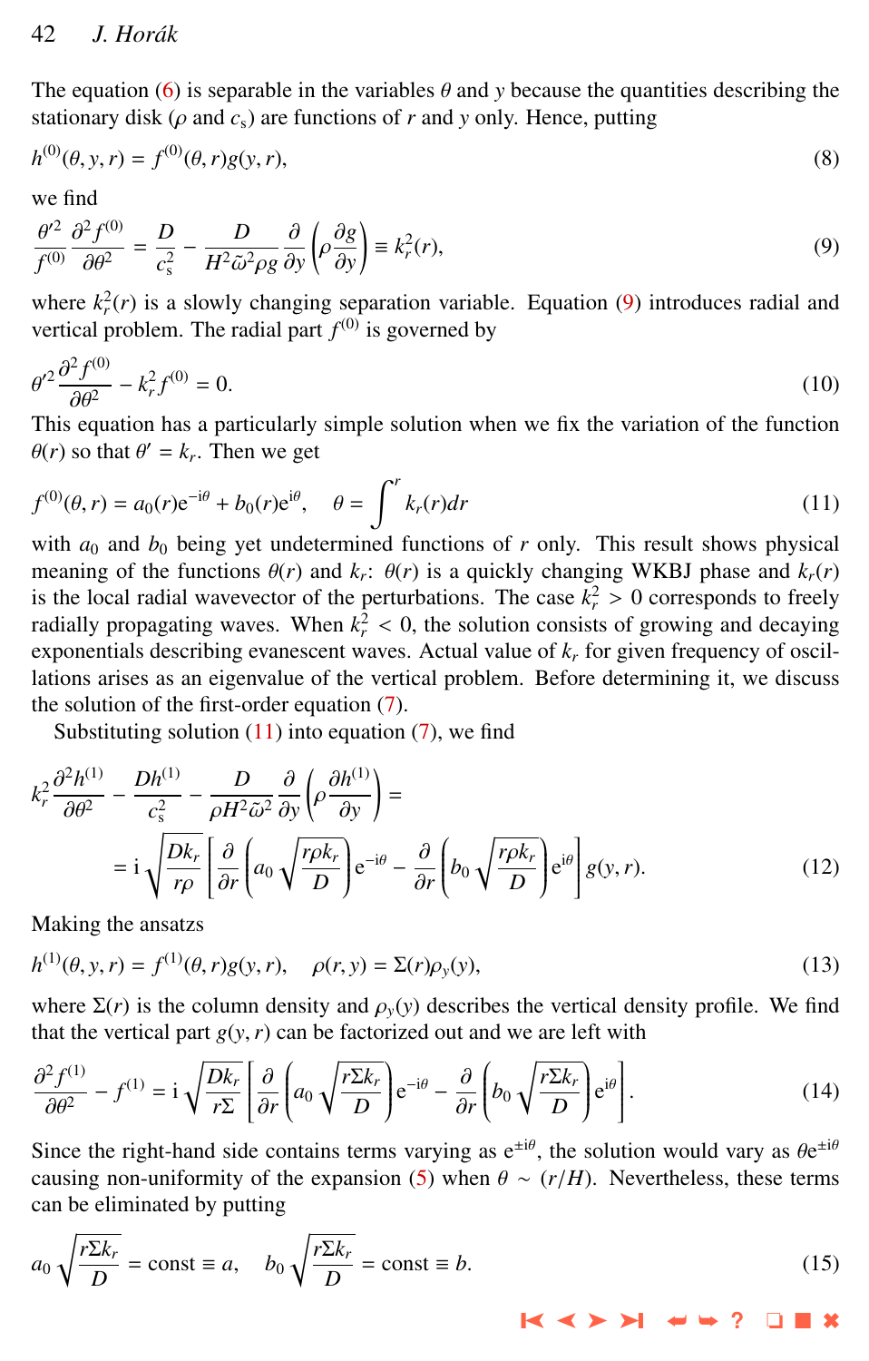The equation (6) is separable in the variables $\theta$ and $y$ because the quantities describing the stationary disk ($\rho$ and $c_s$) are functions of $r$ and $y$ only. Hence, putting

$$h^{(0)}(\theta, y, r) = f^{(0)}(\theta, r) g(y, r), \tag{8}$$

we find

$$\frac{\theta'^2}{f^{(0)}} \frac{\partial^2 f^{(0)}}{\partial \theta^2} = \frac{D}{c_s^2} - \frac{D}{H^2 \tilde{\omega}^2 \rho g} \frac{\partial}{\partial y}\left(\rho \frac{\partial g}{\partial y}\right) \equiv k_r^2(r), \tag{9}$$

where $k_r^2(r)$ is a slowly changing separation variable. Equation (9) introduces radial and vertical problem. The radial part $f^{(0)}$ is governed by

$$\theta'^2 \frac{\partial^2 f^{(0)}}{\partial \theta^2} - k_r^2 f^{(0)} = 0. \tag{10}$$

This equation has a particularly simple solution when we fix the variation of the function $\theta(r)$ so that $\theta' = k_r$. Then we get

$$f^{(0)}(\theta, r) = a_0(r) \mathrm{e}^{-\mathrm{i}\theta} + b_0(r) \mathrm{e}^{\mathrm{i}\theta}, \quad \theta = \int^r k_r(r) dr \tag{11}$$

with $a_0$ and $b_0$ being yet undetermined functions of $r$ only. This result shows physical meaning of the functions $\theta(r)$ and $k_r$: $\theta(r)$ is a quickly changing WKBJ phase and $k_r(r)$ is the local radial wavevector of the perturbations. The case $k_r^2 > 0$ corresponds to freely radially propagating waves. When $k_r^2 < 0$, the solution consists of growing and decaying exponentials describing evanescent waves. Actual value of $k_r$ for given frequency of oscillations arises as an eigenvalue of the vertical problem. Before determining it, we discuss the solution of the first-order equation (7).

Substituting solution (11) into equation (7), we find

$$k_r^2 \frac{\partial^2 h^{(1)}}{\partial \theta^2} - \frac{D h^{(1)}}{c_s^2} - \frac{D}{\rho H^2 \tilde{\omega}^2} \frac{\partial}{\partial y}\left(\rho \frac{\partial h^{(1)}}{\partial y}\right) = \\ = \mathrm{i} \sqrt{\frac{D k_r}{r \rho}} \left[ \frac{\partial}{\partial r}\left( a_0 \sqrt{\frac{r \rho k_r}{D}} \right) \mathrm{e}^{-\mathrm{i}\theta} - \frac{\partial}{\partial r}\left( b_0 \sqrt{\frac{r \rho k_r}{D}} \right) \mathrm{e}^{\mathrm{i}\theta} \right] g(y, r). \tag{12}$$

Making the ansatzs

$$h^{(1)}(\theta, y, r) = f^{(1)}(\theta, r) g(y, r), \quad \rho(r, y) = \Sigma(r) \rho_y(y), \tag{13}$$

where $\Sigma(r)$ is the column density and $\rho_y(y)$ describes the vertical density profile. We find that the vertical part $g(y, r)$ can be factorized out and we are left with

$$\frac{\partial^2 f^{(1)}}{\partial \theta^2} - f^{(1)} = \mathrm{i} \sqrt{\frac{D k_r}{r \Sigma}} \left[ \frac{\partial}{\partial r}\left( a_0 \sqrt{\frac{r \Sigma k_r}{D}} \right) \mathrm{e}^{-\mathrm{i}\theta} - \frac{\partial}{\partial r}\left( b_0 \sqrt{\frac{r \Sigma k_r}{D}} \right) \mathrm{e}^{\mathrm{i}\theta} \right]. \tag{14}$$

Since the right-hand side contains terms varying as $\mathrm{e}^{\pm\mathrm{i}\theta}$, the solution would vary as $\theta \mathrm{e}^{\pm\mathrm{i}\theta}$ causing non-uniformity of the expansion (5) when $\theta \sim (r/H)$. Nevertheless, these terms can be eliminated by putting

$$a_0 \sqrt{\frac{r \Sigma k_r}{D}} = \mathrm{const} \equiv a, \quad b_0 \sqrt{\frac{r \Sigma k_r}{D}} = \mathrm{const} \equiv b. \tag{15}$$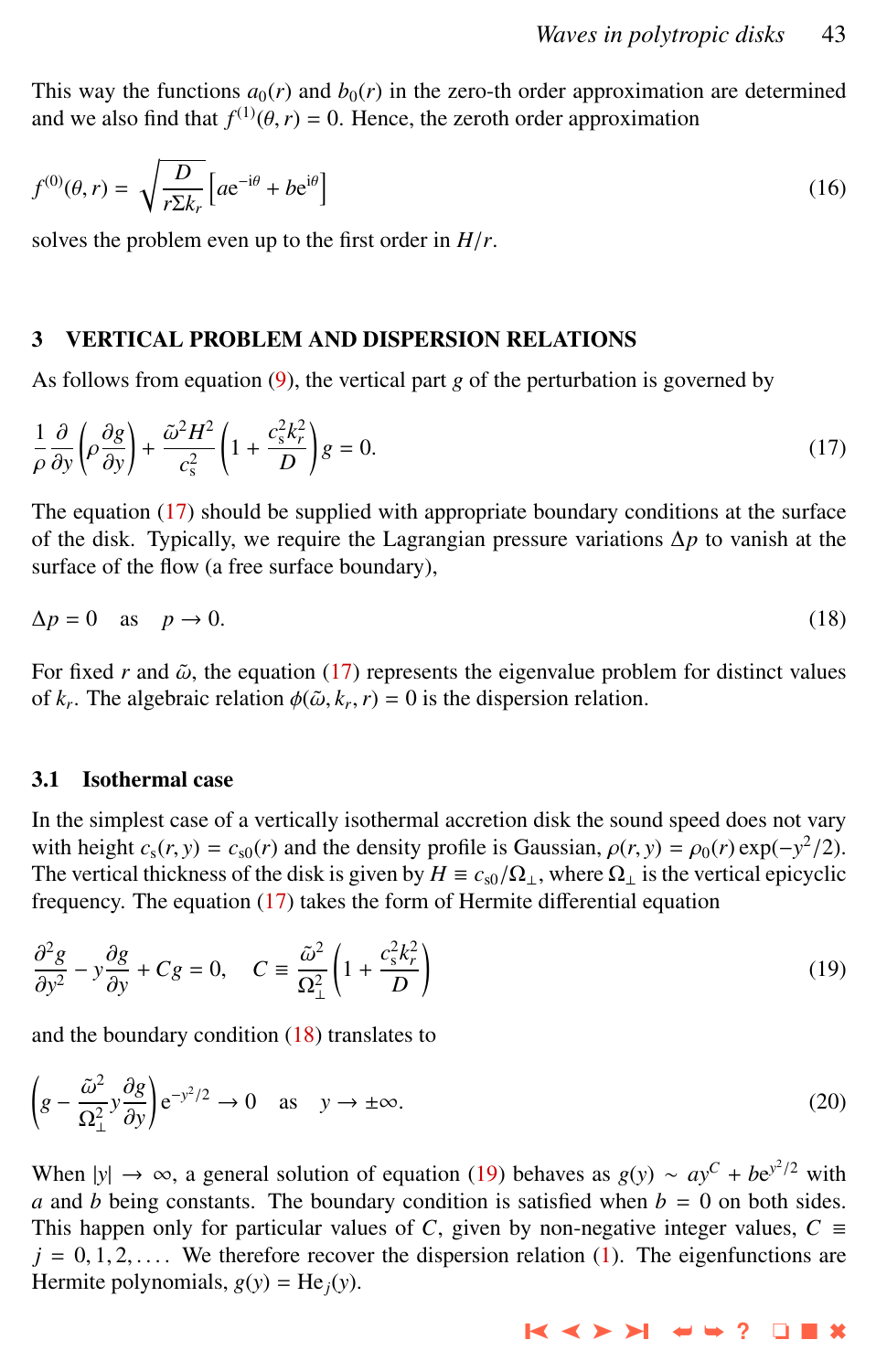This way the functions $a_0(r)$ and $b_0(r)$ in the zero-th order approximation are determined and we also find that $f^{(1)}(\theta, r) = 0$. Hence, the zeroth order approximation

$$f^{(0)}(\theta, r) = \sqrt{\frac{D}{r\Sigma k_r}}\left[a\mathrm{e}^{-\mathrm{i}\theta} + b\mathrm{e}^{\mathrm{i}\theta}\right] \tag{16}$$

solves the problem even up to the first order in $H/r$.

## 3 VERTICAL PROBLEM AND DISPERSION RELATIONS

As follows from equation (9), the vertical part $g$ of the perturbation is governed by

$$\frac{1}{\rho}\frac{\partial}{\partial y}\left(\rho\frac{\partial g}{\partial y}\right) + \frac{\tilde{\omega}^2 H^2}{c_{\mathrm{s}}^2}\left(1 + \frac{c_{\mathrm{s}}^2 k_r^2}{D}\right) g = 0. \tag{17}$$

The equation (17) should be supplied with appropriate boundary conditions at the surface of the disk. Typically, we require the Lagrangian pressure variations $\Delta p$ to vanish at the surface of the flow (a free surface boundary),

$$\Delta p = 0 \quad \text{as} \quad p \to 0. \tag{18}$$

For fixed $r$ and $\tilde{\omega}$, the equation (17) represents the eigenvalue problem for distinct values of $k_r$. The algebraic relation $\phi(\tilde{\omega}, k_r, r) = 0$ is the dispersion relation.

### 3.1 Isothermal case

In the simplest case of a vertically isothermal accretion disk the sound speed does not vary with height $c_{\mathrm{s}}(r, y) = c_{\mathrm{s}0}(r)$ and the density profile is Gaussian, $\rho(r, y) = \rho_0(r)\exp(-y^2/2)$. The vertical thickness of the disk is given by $H \equiv c_{\mathrm{s}0}/\Omega_\perp$, where $\Omega_\perp$ is the vertical epicyclic frequency. The equation (17) takes the form of Hermite differential equation

$$\frac{\partial^2 g}{\partial y^2} - y\frac{\partial g}{\partial y} + Cg = 0, \quad C \equiv \frac{\tilde{\omega}^2}{\Omega_\perp^2}\left(1 + \frac{c_{\mathrm{s}}^2 k_r^2}{D}\right) \tag{19}$$

and the boundary condition (18) translates to

$$\left(g - \frac{\tilde{\omega}^2}{\Omega_\perp^2} y \frac{\partial g}{\partial y}\right)\mathrm{e}^{-y^2/2} \to 0 \quad \text{as} \quad y \to \pm\infty. \tag{20}$$

When $|y| \to \infty$, a general solution of equation (19) behaves as $g(y) \sim ay^C + b\mathrm{e}^{y^2/2}$ with $a$ and $b$ being constants. The boundary condition is satisfied when $b = 0$ on both sides. This happen only for particular values of $C$, given by non-negative integer values, $C \equiv j = 0, 1, 2, \ldots$. We therefore recover the dispersion relation (1). The eigenfunctions are Hermite polynomials, $g(y) = \mathrm{He}_j(y)$.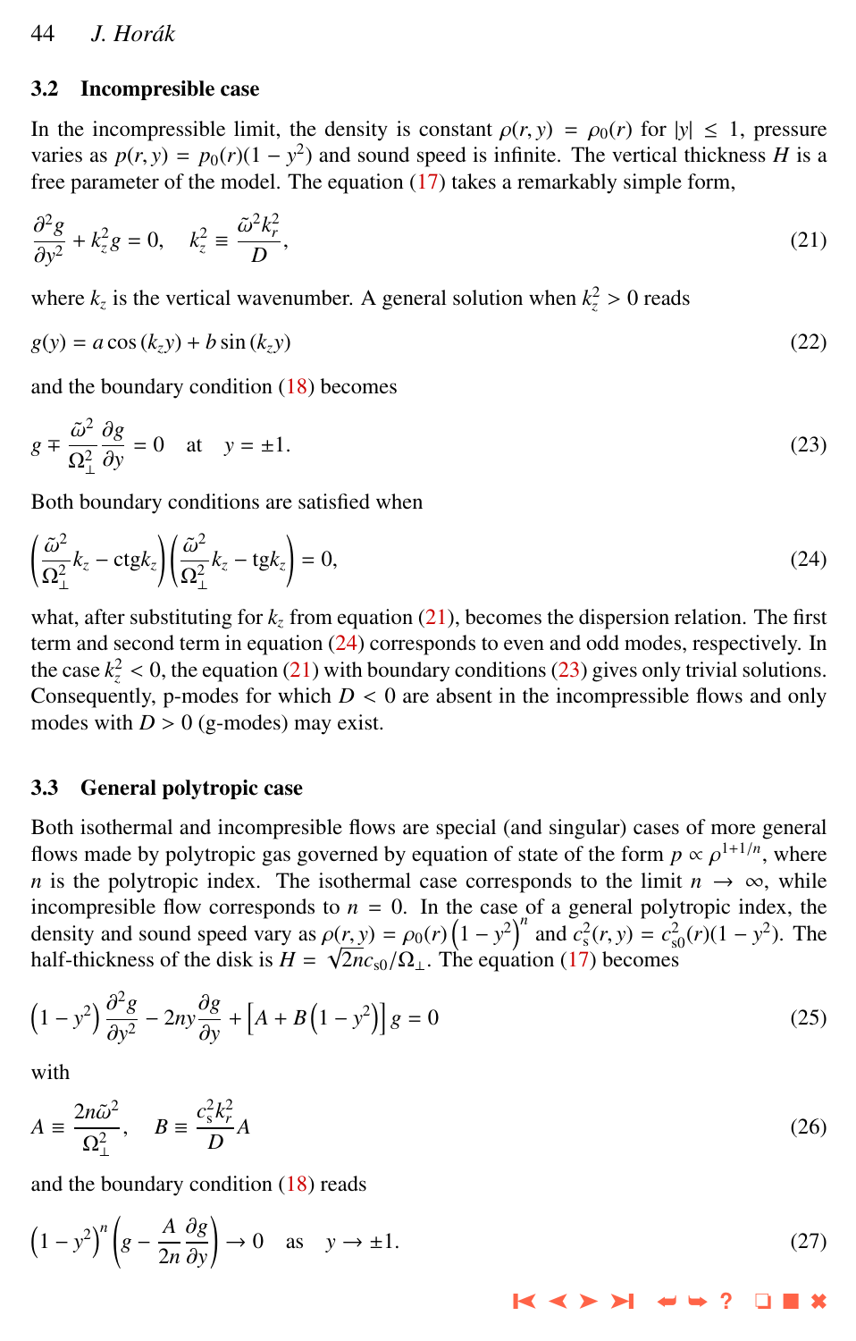### 3.2 Incompressible case

In the incompressible limit, the density is constant $\rho(r, y) = \rho_0(r)$ for $|y| \leq 1$, pressure varies as $p(r, y) = p_0(r)(1 - y^2)$ and sound speed is infinite. The vertical thickness $H$ is a free parameter of the model. The equation (17) takes a remarkably simple form,

$$\frac{\partial^2 g}{\partial y^2} + k_z^2 g = 0, \quad k_z^2 \equiv \frac{\tilde{\omega}^2 k_r^2}{D}, \tag{21}$$

where $k_z$ is the vertical wavenumber. A general solution when $k_z^2 > 0$ reads

$$g(y) = a \cos(k_z y) + b \sin(k_z y) \tag{22}$$

and the boundary condition (18) becomes

$$g \mp \frac{\tilde{\omega}^2}{\Omega_\perp^2} \frac{\partial g}{\partial y} = 0 \quad \text{at} \quad y = \pm 1. \tag{23}$$

Both boundary conditions are satisfied when

$$\left( \frac{\tilde{\omega}^2}{\Omega_\perp^2} k_z - \text{ctg} k_z \right) \left( \frac{\tilde{\omega}^2}{\Omega_\perp^2} k_z - \text{tg} k_z \right) = 0, \tag{24}$$

what, after substituting for $k_z$ from equation (21), becomes the dispersion relation. The first term and second term in equation (24) corresponds to even and odd modes, respectively. In the case $k_z^2 < 0$, the equation (21) with boundary conditions (23) gives only trivial solutions. Consequently, p-modes for which $D < 0$ are absent in the incompressible flows and only modes with $D > 0$ (g-modes) may exist.

### 3.3 General polytropic case

Both isothermal and incompresible flows are special (and singular) cases of more general flows made by polytropic gas governed by equation of state of the form $p \propto \rho^{1+1/n}$, where $n$ is the polytropic index. The isothermal case corresponds to the limit $n \to \infty$, while incompressible flow corresponds to $n = 0$. In the case of a general polytropic index, the density and sound speed vary as $\rho(r, y) = \rho_0(r)\left(1 - y^2\right)^n$ and $c_s^2(r, y) = c_{s0}^2(r)(1 - y^2)$. The half-thickness of the disk is $H = \sqrt{2n} c_{s0}/\Omega_\perp$. The equation (17) becomes

$$\left(1 - y^2\right) \frac{\partial^2 g}{\partial y^2} - 2ny \frac{\partial g}{\partial y} + \left[A + B\left(1 - y^2\right)\right] g = 0 \tag{25}$$

with

$$A \equiv \frac{2n\tilde{\omega}^2}{\Omega_\perp^2}, \quad B \equiv \frac{c_s^2 k_r^2}{D} A \tag{26}$$

and the boundary condition (18) reads

$$\left(1 - y^2\right)^n \left( g - \frac{A}{2n} \frac{\partial g}{\partial y} \right) \to 0 \quad \text{as} \quad y \to \pm 1. \tag{27}$$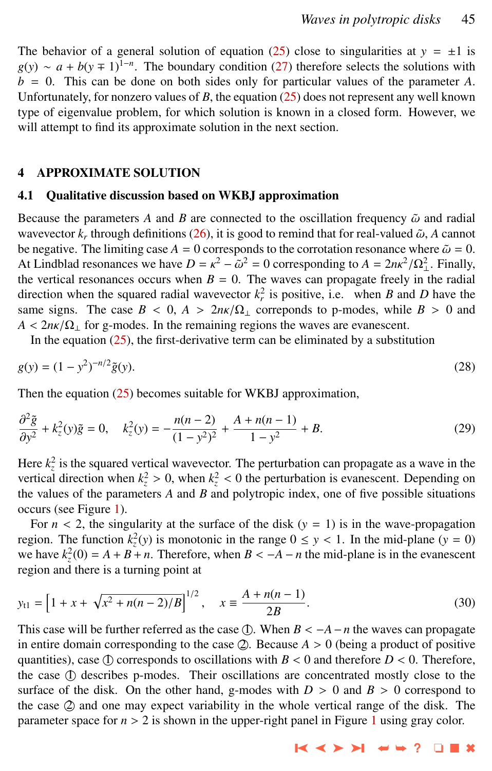The behavior of a general solution of equation (25) close to singularities at $y = \pm 1$ is $g(y) \sim a + b(y \mp 1)^{1-n}$. The boundary condition (27) therefore selects the solutions with $b = 0$. This can be done on both sides only for particular values of the parameter $A$. Unfortunately, for nonzero values of $B$, the equation (25) does not represent any well known type of eigenvalue problem, for which solution is known in a closed form. However, we will attempt to find its approximate solution in the next section.

## 4 APPROXIMATE SOLUTION

### 4.1 Qualitative discussion based on WKBJ approximation

Because the parameters $A$ and $B$ are connected to the oscillation frequency $\tilde{\omega}$ and radial wavevector $k_r$ through definitions (26), it is good to remind that for real-valued $\tilde{\omega}$, $A$ cannot be negative. The limiting case $A = 0$ corresponds to the corrotation resonance where $\tilde{\omega} = 0$. At Lindblad resonances we have $D = \kappa^2 - \tilde{\omega}^2 = 0$ corresponding to $A = 2n\kappa^2/\Omega_\perp^2$. Finally, the vertical resonances occurs when $B = 0$. The waves can propagate freely in the radial direction when the squared radial wavevector $k_r^2$ is positive, i.e. when $B$ and $D$ have the same signs. The case $B < 0$, $A > 2n\kappa/\Omega_\perp$ corr領ponds to p-modes, while $B > 0$ and $A < 2n\kappa/\Omega_\perp$ for g-modes. In the remaining regions the waves are evanescent.

In the equation (25), the first-derivative term can be eliminated by a substitution

$$g(y) = (1 - y^2)^{-n/2}\tilde{g}(y). \tag{28}$$

Then the equation (25) becomes suitable for WKBJ approximation,

$$\frac{\partial^2 \tilde{g}}{\partial y^2} + k_z^2(y)\tilde{g} = 0, \quad k_z^2(y) = -\frac{n(n-2)}{(1-y^2)^2} + \frac{A + n(n-1)}{1-y^2} + B. \tag{29}$$

Here $k_z^2$ is the squared vertical wavevector. The perturbation can propagate as a wave in the vertical direction when $k_z^2 > 0$, when $k_z^2 < 0$ the perturbation is evanescent. Depending on the values of the parameters $A$ and $B$ and polytropic index, one of five possible situations occurs (see Figure 1).

For $n < 2$, the singularity at the surface of the disk ($y = 1$) is in the wave-propagation region. The function $k_z^2(y)$ is monotonic in the range $0 \le y < 1$. In the mid-plane ($y = 0$) we have $k_z^2(0) = A + B + n$. Therefore, when $B < -A - n$ the mid-plane is in the evanescent region and there is a turning point at

$$y_{t1} = \left[1 + x + \sqrt{x^2 + n(n-2)/B}\right]^{1/2}, \quad x \equiv \frac{A + n(n-1)}{2B}. \tag{30}$$

This case will be further referred as the case ①. When $B < -A - n$ the waves can propagate in entire domain corresponding to the case ②. Because $A > 0$ (being a product of positive quantities), case ① corresponds to oscillations with $B < 0$ and therefore $D < 0$. Therefore, the case ① describes p-modes. Their oscillations are concentrated mostly close to the surface of the disk. On the other hand, g-modes with $D > 0$ and $B > 0$ correspond to the case ② and one may expect variability in the whole vertical range of the disk. The parameter space for $n > 2$ is shown in the upper-right panel in Figure 1 using gray color.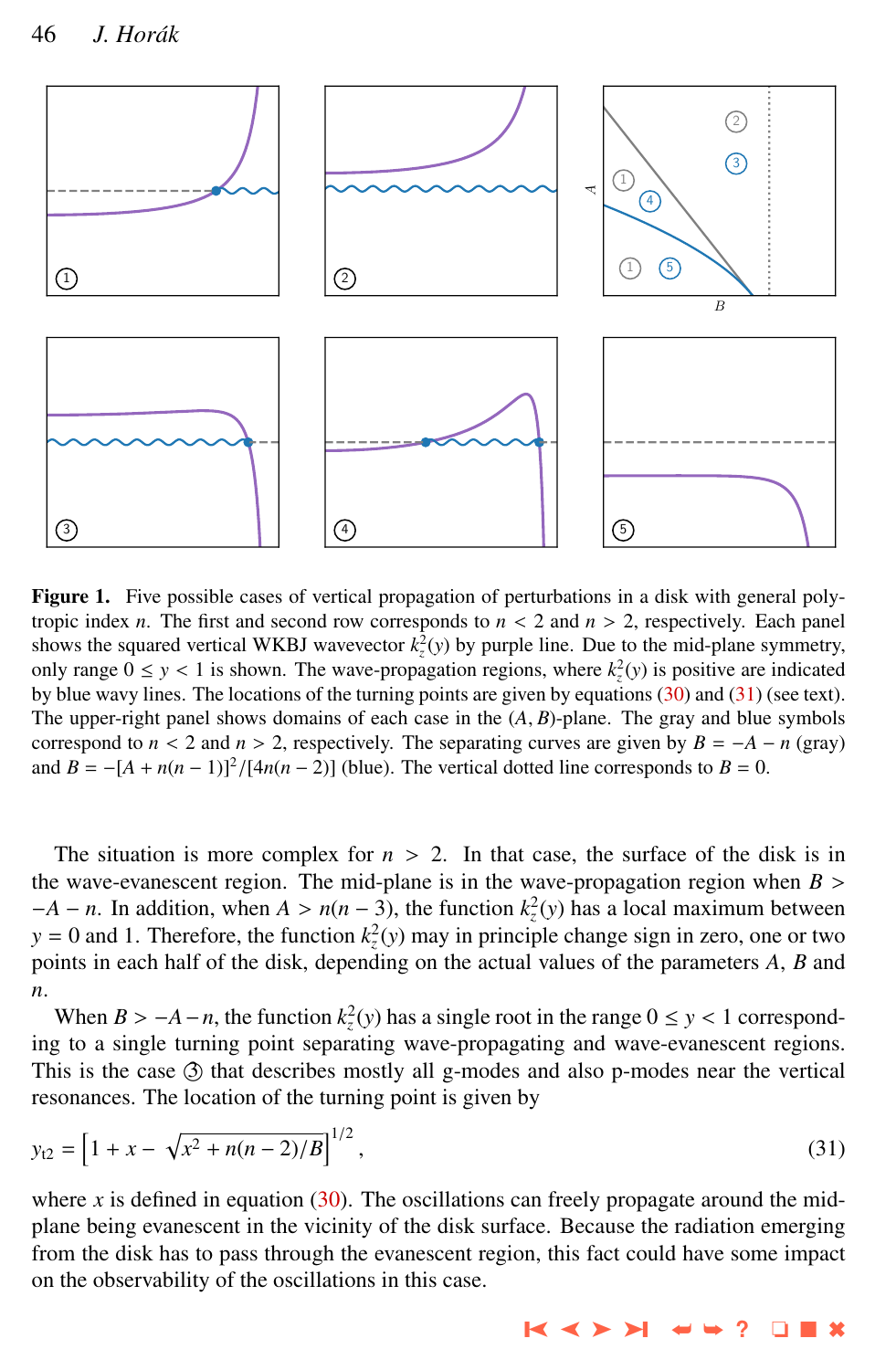**Figure 1.** Five possible cases of vertical propagation of perturbations in a disk with general polytropic index $n$. The first and second row corresponds to $n < 2$ and $n > 2$, respectively. Each panel shows the squared vertical WKBJ wavevector $k_z^2(y)$ by purple line. Due to the mid-plane symmetry, only range $0 \leq y < 1$ is shown. The wave-propagation regions, where $k_z^2(y)$ is positive are indicated by blue wavy lines. The locations of the turning points are given by equations (30) and (31) (see text). The upper-right panel shows domains of each case in the $(A, B)$-plane. The gray and blue symbols correspond to $n < 2$ and $n > 2$, respectively. The separating curves are given by $B = -A - n$ (gray) and $B = -[A + n(n-1)]^2/[4n(n-2)]$ (blue). The vertical dotted line corresponds to $B = 0$.

The situation is more complex for $n > 2$. In that case, the surface of the disk is in the wave-evanescent region. The mid-plane is in the wave-propagation region when $B > -A - n$. In addition, when $A > n(n-3)$, the function $k_z^2(y)$ has a local maximum between $y = 0$ and 1. Therefore, the function $k_z^2(y)$ may in principle change sign in zero, one or two points in each half of the disk, depending on the actual values of the parameters $A$, $B$ and $n$.

When $B > -A - n$, the function $k_z^2(y)$ has a single root in the range $0 \leq y < 1$ corresponding to a single turning point separating wave-propagating and wave-evanescent regions. This is the case ③ that describes mostly all g-modes and also p-modes near the vertical resonances. The location of the turning point is given by

$$y_{t2} = \left[1 + x - \sqrt{x^2 + n(n-2)/B}\right]^{1/2}, \tag{31}$$

where $x$ is defined in equation (30). The oscillations can freely propagate around the mid-plane being evanescent in the vicinity of the disk surface. Because the radiation emerging from the disk has to pass through the evanescent region, this fact could have some impact on the observability of the oscillations in this case.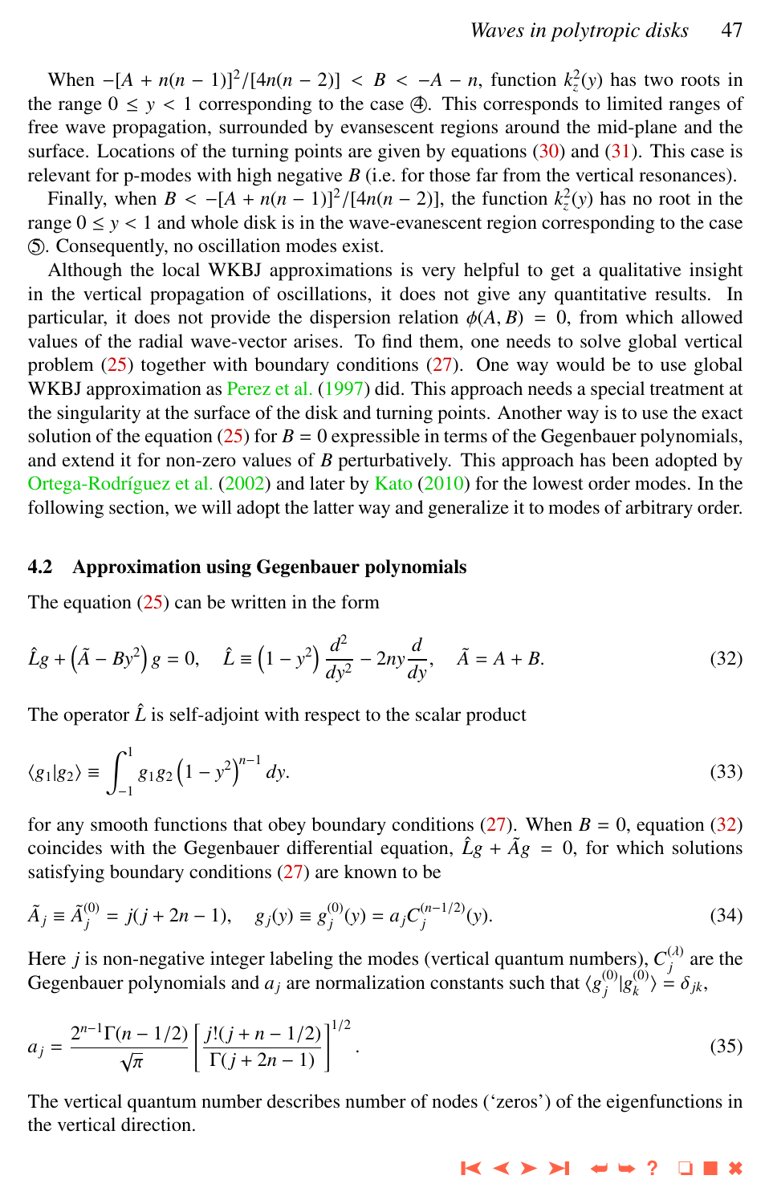When $-[A + n(n-1)]^2/[4n(n-2)] < B < -A - n$, function $k_z^2(y)$ has two roots in the range $0 \le y < 1$ corresponding to the case ④. This corresponds to limited ranges of free wave propagation, surrounded by evansescent regions around the mid-plane and the surface. Locations of the turning points are given by equations (30) and (31). This case is relevant for p-modes with high negative $B$ (i.e. for those far from the vertical resonances).

Finally, when $B < -[A + n(n-1)]^2/[4n(n-2)]$, the function $k_z^2(y)$ has no root in the range $0 \le y < 1$ and whole disk is in the wave-evanescent region corresponding to the case ⑤. Consequently, no oscillation modes exist.

Although the local WKBJ approximations is very helpful to get a qualitative insight in the vertical propagation of oscillations, it does not give any quantitative results. In particular, it does not provide the dispersion relation $\phi(A, B) = 0$, from which allowed values of the radial wave-vector arises. To find them, one needs to solve global vertical problem (25) together with boundary conditions (27). One way would be to use global WKBJ approximation as Perez et al. (1997) did. This approach needs a special treatment at the singularity at the surface of the disk and turning points. Another way is to use the exact solution of the equation (25) for $B = 0$ expressible in terms of the Gegenbauer polynomials, and extend it for non-zero values of $B$ perturbatively. This approach has been adopted by Ortega-Rodríguez et al. (2002) and later by Kato (2010) for the lowest order modes. In the following section, we will adopt the latter way and generalize it to modes of arbitrary order.

### 4.2 Approximation using Gegenbauer polynomials

The equation (25) can be written in the form

$$\hat{L}g + \left(\tilde{A} - By^2\right) g = 0, \quad \hat{L} \equiv \left(1 - y^2\right) \frac{d^2}{dy^2} - 2ny\frac{d}{dy}, \quad \tilde{A} = A + B. \tag{32}$$

The operator $\hat{L}$ is self-adjoint with respect to the scalar product

$$\langle g_1 | g_2 \rangle \equiv \int_{-1}^{1} g_1 g_2 \left(1 - y^2\right)^{n-1} dy. \tag{33}$$

for any smooth functions that obey boundary conditions (27). When $B = 0$, equation (32) coincides with the Gegenbauer differential equation, $\hat{L}g + \tilde{A}g = 0$, for which solutions satisfying boundary conditions (27) are known to be

$$\tilde{A}_j \equiv \tilde{A}_j^{(0)} = j(j + 2n - 1), \quad g_j(y) \equiv g_j^{(0)}(y) = a_j C_j^{(n-1/2)}(y). \tag{34}$$

Here $j$ is non-negative integer labeling the modes (vertical quantum numbers), $C_j^{(\lambda)}$ are the Gegenbauer polynomials and $a_j$ are normalization constants such that $\langle g_j^{(0)} | g_k^{(0)} \rangle = \delta_{jk}$,

$$a_j = \frac{2^{n-1}\Gamma(n - 1/2)}{\sqrt{\pi}} \left[\frac{j!(j + n - 1/2)}{\Gamma(j + 2n - 1)}\right]^{1/2}. \tag{35}$$

The vertical quantum number describes number of nodes (‘zeros’) of the eigenfunctions in the vertical direction.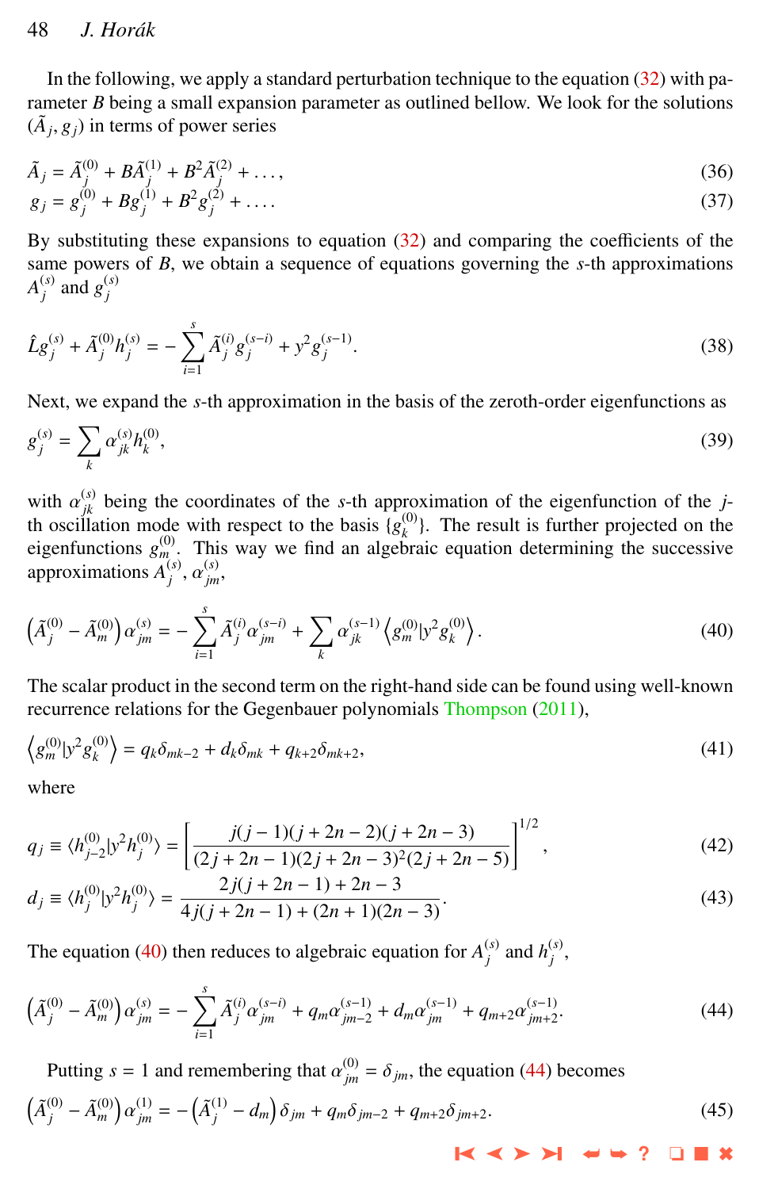In the following, we apply a standard perturbation technique to the equation (32) with parameter $B$ being a small expansion parameter as outlined bellow. We look for the solutions $(\tilde{A}_j, g_j)$ in terms of power series

$$\tilde{A}_j = \tilde{A}_j^{(0)} + B\tilde{A}_j^{(1)} + B^2\tilde{A}_j^{(2)} + \ldots, \tag{36}$$

$$g_j = g_j^{(0)} + Bg_j^{(1)} + B^2 g_j^{(2)} + \ldots. \tag{37}$$

By substituting these expansions to equation (32) and comparing the coefficients of the same powers of $B$, we obtain a sequence of equations governing the $s$-th approximations $A_j^{(s)}$ and $g_j^{(s)}$

$$\hat{L}g_j^{(s)} + \tilde{A}_j^{(0)} h_j^{(s)} = -\sum_{i=1}^{s} \tilde{A}_j^{(i)} g_j^{(s-i)} + y^2 g_j^{(s-1)}. \tag{38}$$

Next, we expand the $s$-th approximation in the basis of the zeroth-order eigenfunctions as

$$g_j^{(s)} = \sum_k \alpha_{jk}^{(s)} h_k^{(0)}, \tag{39}$$

with $\alpha_{jk}^{(s)}$ being the coordinates of the $s$-th approximation of the eigenfunction of the $j$-th oscillation mode with respect to the basis $\{g_k^{(0)}\}$. The result is further projected on the eigenfunctions $g_m^{(0)}$. This way we find an algebraic equation determining the successive approximations $A_j^{(s)}$, $\alpha_{jm}^{(s)}$,

$$\left(\tilde{A}_j^{(0)} - \tilde{A}_m^{(0)}\right)\alpha_{jm}^{(s)} = -\sum_{i=1}^{s} \tilde{A}_j^{(i)} \alpha_{jm}^{(s-i)} + \sum_k \alpha_{jk}^{(s-1)} \left\langle g_m^{(0)} | y^2 g_k^{(0)} \right\rangle. \tag{40}$$

The scalar product in the second term on the right-hand side can be found using well-known recurrence relations for the Gegenbauer polynomials Thompson (2011),

$$\left\langle g_m^{(0)} | y^2 g_k^{(0)} \right\rangle = q_k \delta_{mk-2} + d_k \delta_{mk} + q_{k+2}\delta_{mk+2}, \tag{41}$$

where

$$q_j \equiv \langle h_{j-2}^{(0)} | y^2 h_j^{(0)} \rangle = \left[\frac{j(j-1)(j+2n-2)(j+2n-3)}{(2j+2n-1)(2j+2n-3)^2(2j+2n-5)}\right]^{1/2}, \tag{42}$$

$$d_j \equiv \langle h_j^{(0)} | y^2 h_j^{(0)} \rangle = \frac{2j(j+2n-1)+2n-3}{4j(j+2n-1)+(2n+1)(2n-3)}. \tag{43}$$

The equation (40) then reduces to algebraic equation for $A_j^{(s)}$ and $h_j^{(s)}$,

$$\left(\tilde{A}_j^{(0)} - \tilde{A}_m^{(0)}\right)\alpha_{jm}^{(s)} = -\sum_{i=1}^{s} \tilde{A}_j^{(i)} \alpha_{jm}^{(s-i)} + q_m \alpha_{jm-2}^{(s-1)} + d_m \alpha_{jm}^{(s-1)} + q_{m+2}\alpha_{jm+2}^{(s-1)}. \tag{44}$$

Putting $s = 1$ and remembering that $\alpha_{jm}^{(0)} = \delta_{jm}$, the equation (44) becomes

$$\left(\tilde{A}_j^{(0)} - \tilde{A}_m^{(0)}\right)\alpha_{jm}^{(1)} = -\left(\tilde{A}_j^{(1)} - d_m\right)\delta_{jm} + q_m \delta_{jm-2} + q_{m+2}\delta_{jm+2}. \tag{45}$$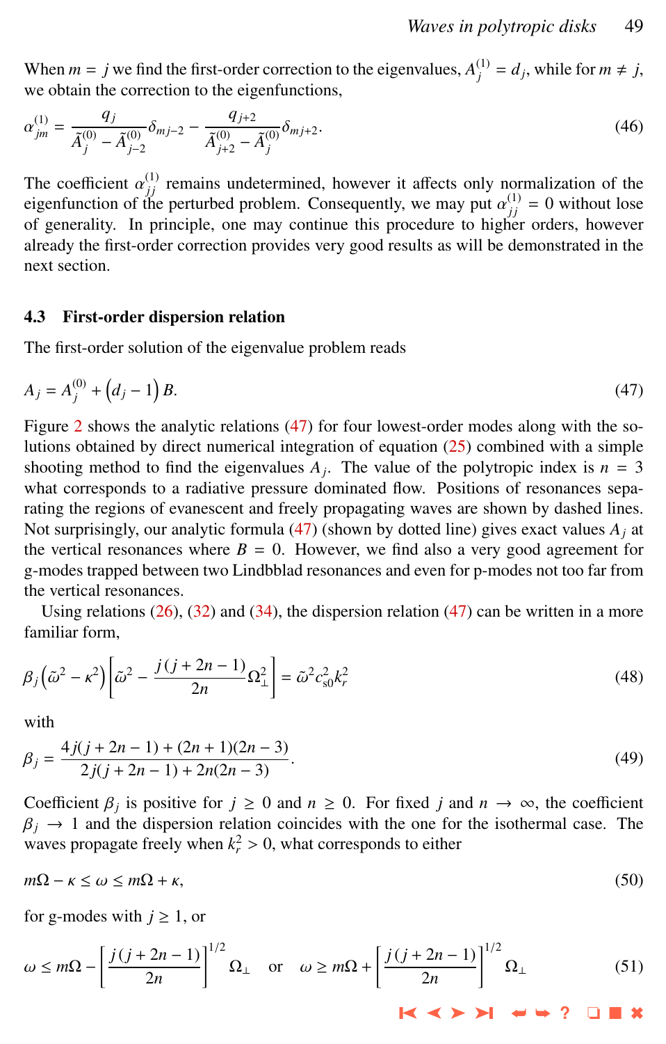When $m = j$ we find the first-order correction to the eigenvalues, $A_j^{(1)} = d_j$, while for $m \neq j$, we obtain the correction to the eigenfunctions,

$$\alpha_{jm}^{(1)} = \frac{q_j}{\tilde{A}_j^{(0)} - \tilde{A}_{j-2}^{(0)}} \delta_{mj-2} - \frac{q_{j+2}}{\tilde{A}_{j+2}^{(0)} - \tilde{A}_j^{(0)}} \delta_{mj+2}. \tag{46}$$

The coefficient $\alpha_{jj}^{(1)}$ remains undetermined, however it affects only normalization of the eigenfunction of the perturbed problem. Consequently, we may put $\alpha_{jj}^{(1)} = 0$ without lose of generality. In principle, one may continue this procedure to higher orders, however already the first-order correction provides very good results as will be demonstrated in the next section.

### 4.3 First-order dispersion relation

The first-order solution of the eigenvalue problem reads

$$A_j = A_j^{(0)} + \left(d_j - 1\right) B. \tag{47}$$

Figure 2 shows the analytic relations (47) for four lowest-order modes along with the solutions obtained by direct numerical integration of equation (25) combined with a simple shooting method to find the eigenvalues $A_j$. The value of the polytropic index is $n = 3$ what corresponds to a radiative pressure dominated flow. Positions of resonances separating the regions of evanescent and freely propagating waves are shown by dashed lines. Not surprisingly, our analytic formula (47) (shown by dotted line) gives exact values $A_j$ at the vertical resonances where $B = 0$. However, we find also a very good agreement for g-modes trapped between two Lindbblad resonances and even for p-modes not too far from the vertical resonances.

Using relations (26), (32) and (34), the dispersion relation (47) can be written in a more familiar form,

$$\beta_j \left(\tilde{\omega}^2 - \kappa^2\right) \left[\tilde{\omega}^2 - \frac{j(j + 2n - 1)}{2n} \Omega_\perp^2\right] = \tilde{\omega}^2 c_{s0}^2 k_r^2 \tag{48}$$

with

$$\beta_j = \frac{4j(j + 2n - 1) + (2n + 1)(2n - 3)}{2j(j + 2n - 1) + 2n(2n - 3)}. \tag{49}$$

Coefficient $\beta_j$ is positive for $j \geq 0$ and $n \geq 0$. For fixed $j$ and $n \to \infty$, the coefficient $\beta_j \to 1$ and the dispersion relation coincides with the one for the isothermal case. The waves propagate freely when $k_r^2 > 0$, what corresponds to either

$$m\Omega - \kappa \leq \omega \leq m\Omega + \kappa, \tag{50}$$

for g-modes with $j \geq 1$, or

$$\omega \leq m\Omega - \left[\frac{j(j + 2n - 1)}{2n}\right]^{1/2} \Omega_\perp \quad \text{or} \quad \omega \geq m\Omega + \left[\frac{j(j + 2n - 1)}{2n}\right]^{1/2} \Omega_\perp \tag{51}$$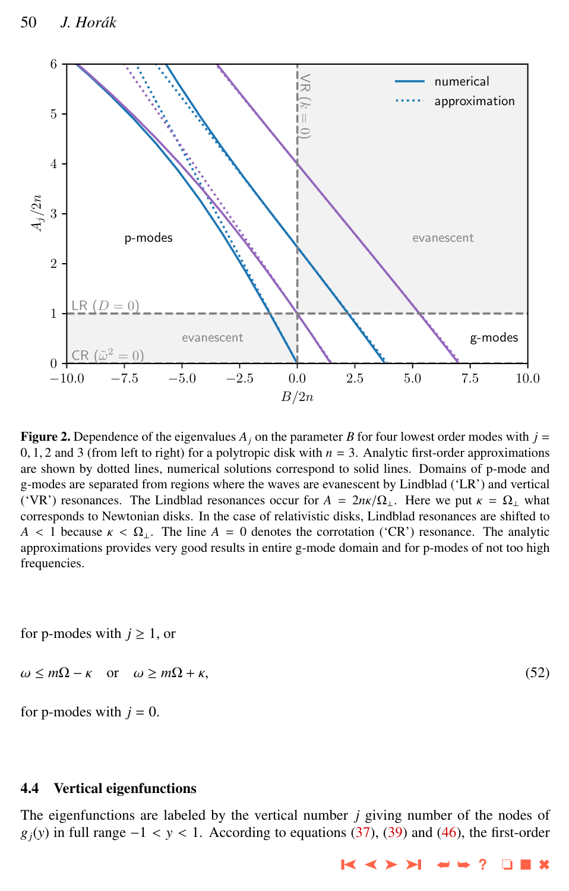**Figure 2.** Dependence of the eigenvalues $A_j$ on the parameter $B$ for four lowest order modes with $j = 0, 1, 2$ and 3 (from left to right) for a polytropic disk with $n = 3$. Analytic first-order approximations are shown by dotted lines, numerical solutions correspond to solid lines. Domains of p-mode and g-modes are separated from regions where the waves are evanescent by Lindblad ('LR') and vertical ('VR') resonances. The Lindblad resonances occur for $A = 2n\kappa/\Omega_\perp$. Here we put $\kappa = \Omega_\perp$ what corresponds to Newtonian disks. In the case of relativistic disks, Lindblad resonances are shifted to $A < 1$ because $\kappa < \Omega_\perp$. The line $A = 0$ denotes the corotation ('CR') resonance. The analytic approximations provides very good results in entire g-mode domain and for p-modes of not too high frequencies.

for p-modes with $j \geq 1$, or

$$\omega \leq m\Omega - \kappa \quad \text{or} \quad \omega \geq m\Omega + \kappa, \tag{52}$$

for p-modes with $j = 0$.

### 4.4 Vertical eigenfunctions

The eigenfunctions are labeled by the vertical number $j$ giving number of the nodes of $g_j(y)$ in full range $-1 < y < 1$. According to equations (37), (39) and (46), the first-order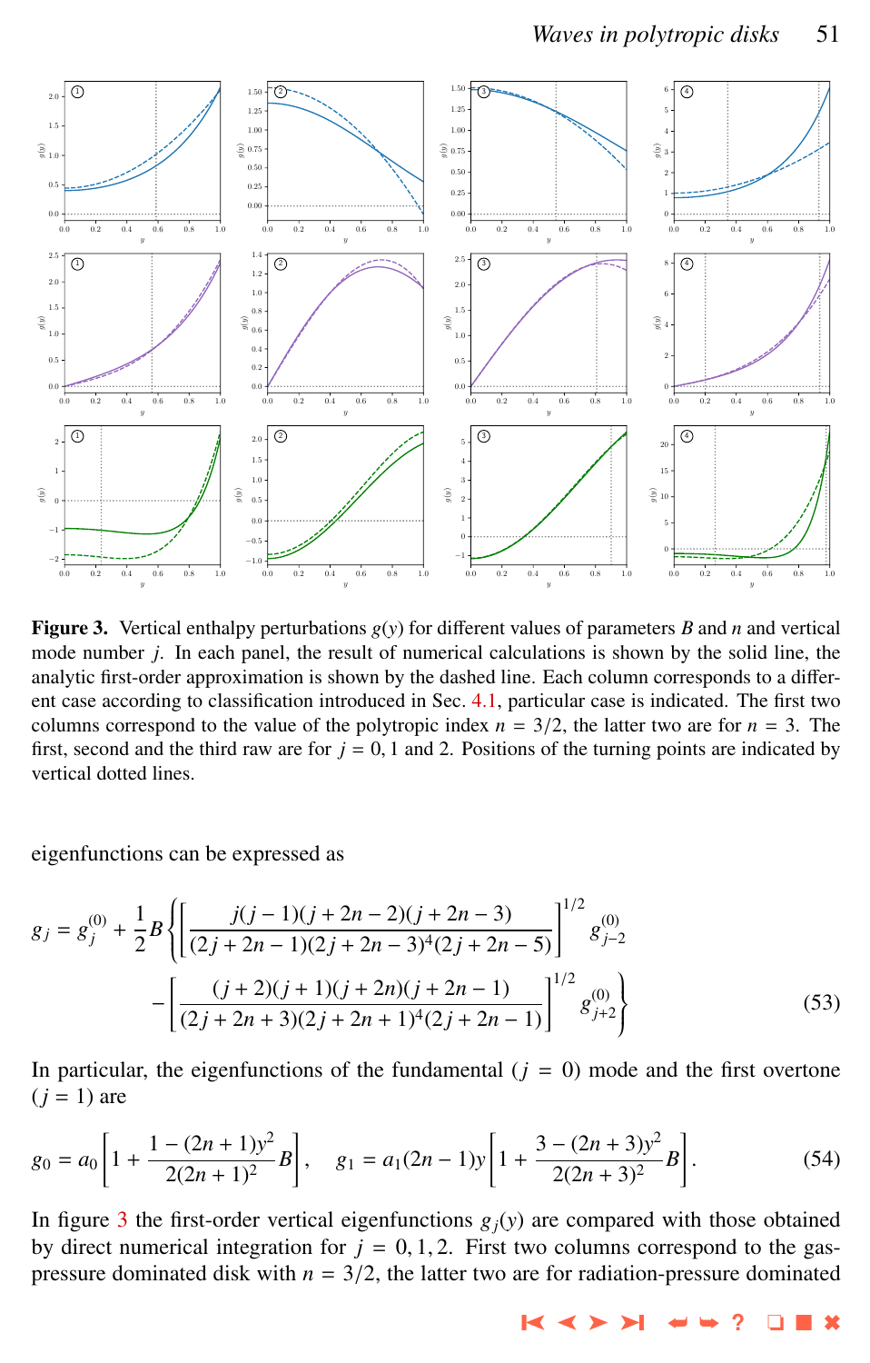**Figure 3.** Vertical enthalpy perturbations $g(y)$ for different values of parameters $B$ and $n$ and vertical mode number $j$. In each panel, the result of numerical calculations is shown by the solid line, the analytic first-order approximation is shown by the dashed line. Each column corresponds to a different case according to classification introduced in Sec. 4.1, particular case is indicated. The first two columns correspond to the value of the polytropic index $n = 3/2$, the latter two are for $n = 3$. The first, second and the third raw are for $j = 0, 1$ and 2. Positions of the turning points are indicated by vertical dotted lines.

eigenfunctions can be expressed as

$$g_j = g_j^{(0)} + \frac{1}{2}B\left\{\left[\frac{j(j-1)(j+2n-2)(j+2n-3)}{(2j+2n-1)(2j+2n-3)^4(2j+2n-5)}\right]^{1/2} g_{j-2}^{(0)} - \left[\frac{(j+2)(j+1)(j+2n)(j+2n-1)}{(2j+2n+3)(2j+2n+1)^4(2j+2n-1)}\right]^{1/2} g_{j+2}^{(0)}\right\} \tag{53}$$

In particular, the eigenfunctions of the fundamental ($j = 0$) mode and the first overtone ($j = 1$) are

$$g_0 = a_0\left[1 + \frac{1-(2n+1)y^2}{2(2n+1)^2}B\right], \quad g_1 = a_1(2n-1)y\left[1 + \frac{3-(2n+3)y^2}{2(2n+3)^2}B\right]. \tag{54}$$

In figure 3 the first-order vertical eigenfunctions $g_j(y)$ are compared with those obtained by direct numerical integration for $j = 0, 1, 2$. First two columns correspond to the gas-pressure dominated disk with $n = 3/2$, the latter two are for radiation-pressure dominated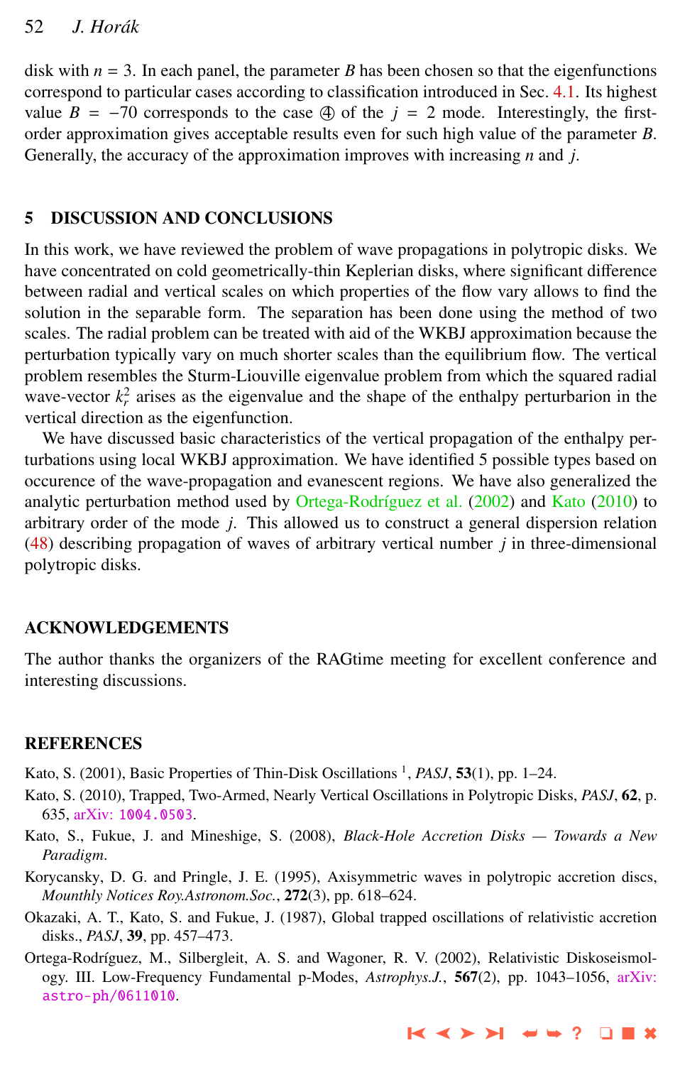disk with $n = 3$. In each panel, the parameter $B$ has been chosen so that the eigenfunctions correspond to particular cases according to classification introduced in Sec. 4.1. Its highest value $B = -70$ corresponds to the case ④ of the $j = 2$ mode. Interestingly, the first-order approximation gives acceptable results even for such high value of the parameter $B$. Generally, the accuracy of the approximation improves with increasing $n$ and $j$.

## 5 DISCUSSION AND CONCLUSIONS

In this work, we have reviewed the problem of wave propagations in polytropic disks. We have concentrated on cold geometrically-thin Keplerian disks, where significant difference between radial and vertical scales on which properties of the flow vary allows to find the solution in the separable form. The separation has been done using the method of two scales. The radial problem can be treated with aid of the WKBJ approximation because the perturbation typically vary on much shorter scales than the equilibrium flow. The vertical problem resembles the Sturm-Liouville eigenvalue problem from which the squared radial wave-vector $k_r^2$ arises as the eigenvalue and the shape of the enthalpy perturbarion in the vertical direction as the eigenfunction.

We have discussed basic characteristics of the vertical propagation of the enthalpy perturbations using local WKBJ approximation. We have identified 5 possible types based on occurence of the wave-propagation and evanescent regions. We have also generalized the analytic perturbation method used by Ortega-Rodríguez et al. (2002) and Kato (2010) to arbitrary order of the mode $j$. This allowed us to construct a general dispersion relation (48) describing propagation of waves of arbitrary vertical number $j$ in three-dimensional polytropic disks.

## ACKNOWLEDGEMENTS

The author thanks the organizers of the RAGtime meeting for excellent conference and interesting discussions.

## REFERENCES

Kato, S. (2001), Basic Properties of Thin-Disk Oscillations [1], *PASJ*, **53**(1), pp. 1–24.

Kato, S. (2010), Trapped, Two-Armed, Nearly Vertical Oscillations in Polytropic Disks, *PASJ*, **62**, p. 635, arXiv: 1004.0503.

Kato, S., Fukue, J. and Mineshige, S. (2008), *Black-Hole Accretion Disks — Towards a New Paradigm*.

Korycansky, D. G. and Pringle, J. E. (1995), Axisymmetric waves in polytropic accretion discs, *Mounthly Notices Roy.Astronom.Soc.*, **272**(3), pp. 618–624.

Okazaki, A. T., Kato, S. and Fukue, J. (1987), Global trapped oscillations of relativistic accretion disks., *PASJ*, **39**, pp. 457–473.

Ortega-Rodríguez, M., Silbergleit, A. S. and Wagoner, R. V. (2002), Relativistic Diskoseismology. III. Low-Frequency Fundamental p-Modes, *Astrophys.J.*, **567**(2), pp. 1043–1056, arXiv: astro-ph/0611010.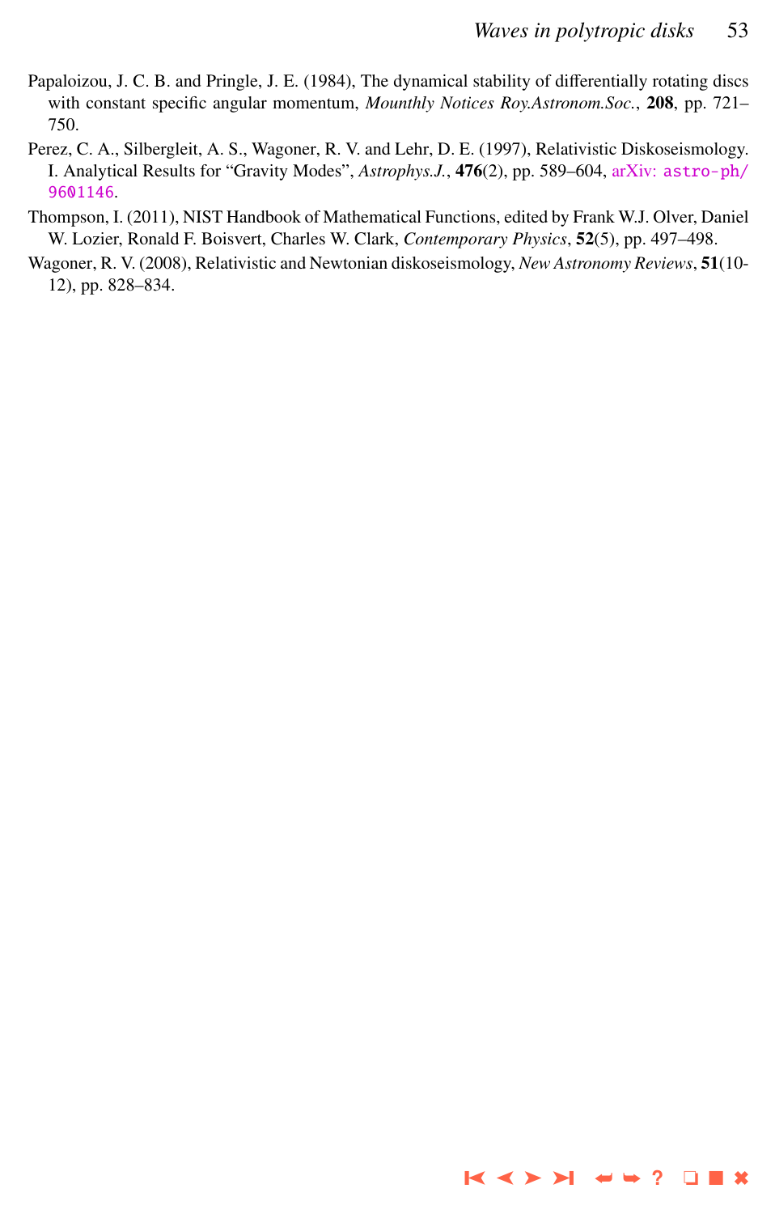Papaloizou, J. C. B. and Pringle, J. E. (1984), The dynamical stability of differentially rotating discs with constant specific angular momentum, *Mounthly Notices Roy.Astronom.Soc.*, **208**, pp. 721–750.

Perez, C. A., Silbergleit, A. S., Wagoner, R. V. and Lehr, D. E. (1997), Relativistic Diskoseismology. I. Analytical Results for "Gravity Modes", *Astrophys.J.*, **476**(2), pp. 589–604, arXiv: astro-ph/9601146.

Thompson, I. (2011), NIST Handbook of Mathematical Functions, edited by Frank W.J. Olver, Daniel W. Lozier, Ronald F. Boisvert, Charles W. Clark, *Contemporary Physics*, **52**(5), pp. 497–498.

Wagoner, R. V. (2008), Relativistic and Newtonian diskoseismology, *New Astronomy Reviews*, **51**(10-12), pp. 828–834.